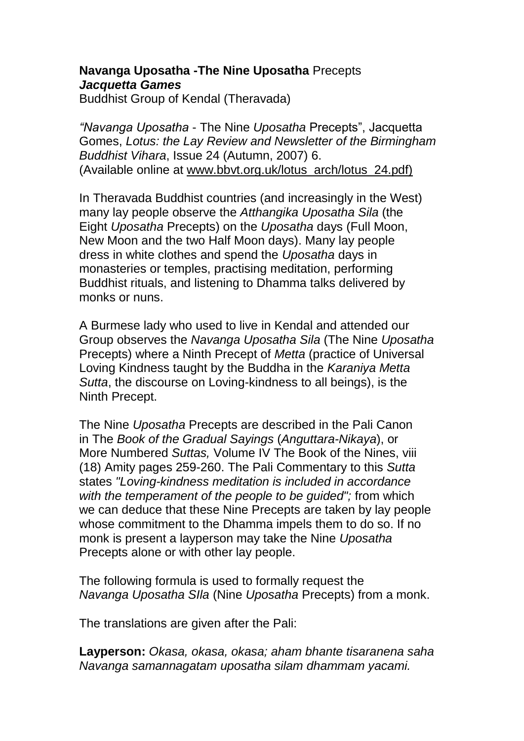**Navanga Uposatha -The Nine Uposatha** Precepts
***Jacquetta Games***
Buddhist Group of Kendal (Theravada)

*"Navanga Uposatha* - The Nine *Uposatha* Precepts", Jacquetta Gomes, *Lotus: the Lay Review and Newsletter of the Birmingham Buddhist Vihara*, Issue 24 (Autumn, 2007) 6.
(Available online at www.bbvt.org.uk/lotus_arch/lotus_24.pdf)

In Theravada Buddhist countries (and increasingly in the West) many lay people observe the *Atthangika Uposatha Sila* (the Eight *Uposatha* Precepts) on the *Uposatha* days (Full Moon, New Moon and the two Half Moon days). Many lay people dress in white clothes and spend the *Uposatha* days in monasteries or temples, practising meditation, performing Buddhist rituals, and listening to Dhamma talks delivered by monks or nuns.

A Burmese lady who used to live in Kendal and attended our Group observes the *Navanga Uposatha Sila* (The Nine *Uposatha* Precepts) where a Ninth Precept of *Metta* (practice of Universal Loving Kindness taught by the Buddha in the *Karaniya Metta Sutta*, the discourse on Loving-kindness to all beings), is the Ninth Precept.

The Nine *Uposatha* Precepts are described in the Pali Canon in The *Book of the Gradual Sayings* (*Anguttara-Nikaya*), or More Numbered *Suttas,* Volume IV The Book of the Nines, viii (18) Amity pages 259-260. The Pali Commentary to this *Sutta* states *"Loving-kindness meditation is included in accordance with the temperament of the people to be guided";* from which we can deduce that these Nine Precepts are taken by lay people whose commitment to the Dhamma impels them to do so. If no monk is present a layperson may take the Nine *Uposatha* Precepts alone or with other lay people.

The following formula is used to formally request the *Navanga Uposatha SIla* (Nine *Uposatha* Precepts) from a monk.

The translations are given after the Pali:

**Layperson:** *Okasa, okasa, okasa; aham bhante tisaranena saha Navanga samannagatam uposatha silam dhammam yacami.*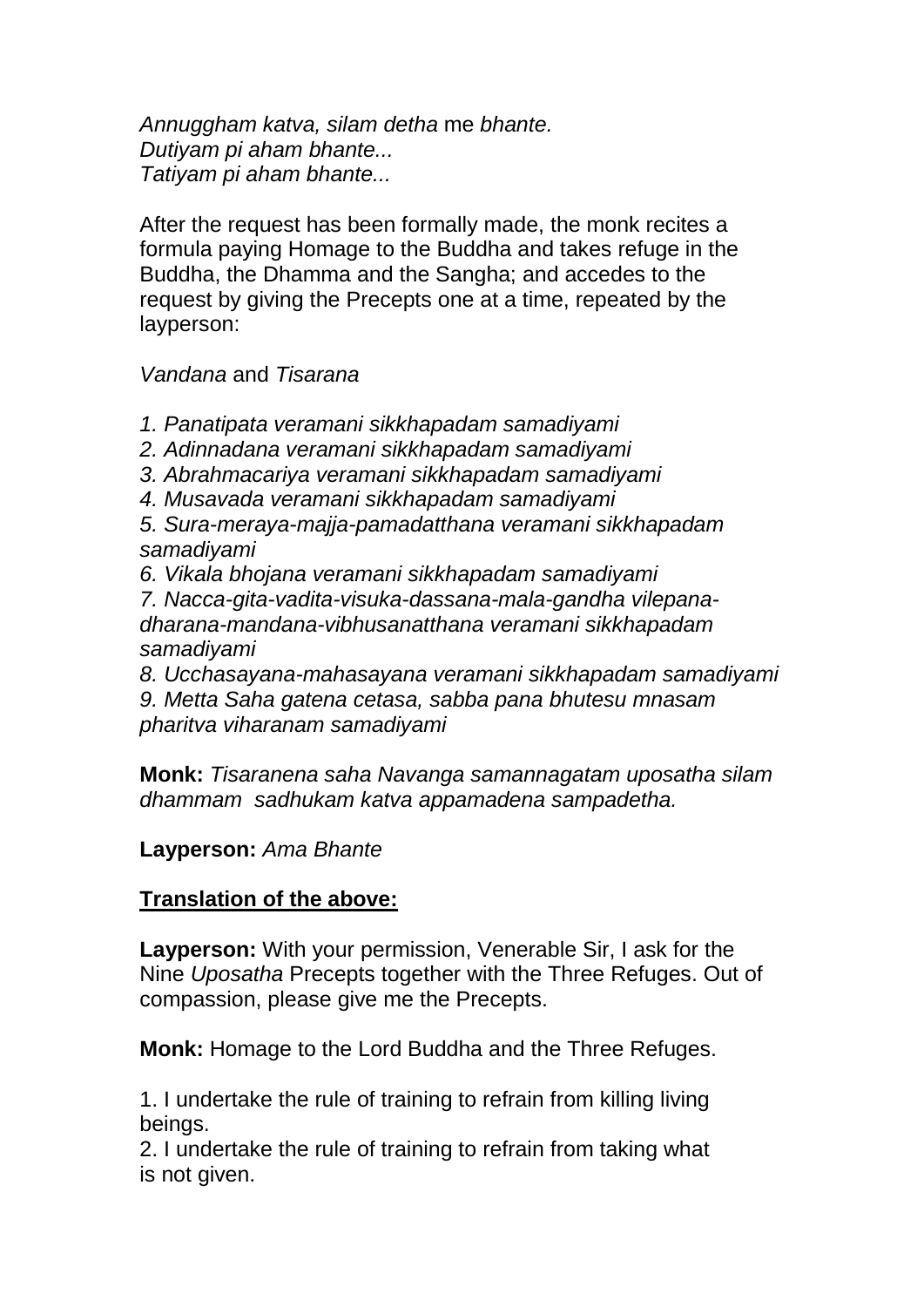*Annuggham katva, silam detha* me *bhante.*
*Dutiyam pi aham bhante...*
*Tatiyam pi aham bhante...*

After the request has been formally made, the monk recites a formula paying Homage to the Buddha and takes refuge in the Buddha, the Dhamma and the Sangha; and accedes to the request by giving the Precepts one at a time, repeated by the layperson:

*Vandana* and *Tisarana*

*1. Panatipata veramani sikkhapadam samadiyami*
*2. Adinnadana veramani sikkhapadam samadiyami*
*3. Abrahmacariya veramani sikkhapadam samadiyami*
*4. Musavada veramani sikkhapadam samadiyami*
*5. Sura-meraya-majja-pamadatthana veramani sikkhapadam samadiyami*
*6. Vikala bhojana veramani sikkhapadam samadiyami*
*7. Nacca-gita-vadita-visuka-dassana-mala-gandha vilepana-dharana-mandana-vibhusanatthana veramani sikkhapadam samadiyami*
*8. Ucchasayana-mahasayana veramani sikkhapadam samadiyami*
*9. Metta Saha gatena cetasa, sabba pana bhutesu mnasam pharitva viharanam samadiyami*

**Monk:** *Tisaranena saha Navanga samannagatam uposatha silam dhammam sadhukam katva appamadena sampadetha.*

**Layperson:** *Ama Bhante*

**<u>Translation of the above:</u>**

**Layperson:** With your permission, Venerable Sir, I ask for the Nine *Uposatha* Precepts together with the Three Refuges. Out of compassion, please give me the Precepts.

**Monk:** Homage to the Lord Buddha and the Three Refuges.

1. I undertake the rule of training to refrain from killing living beings.
2. I undertake the rule of training to refrain from taking what is not given.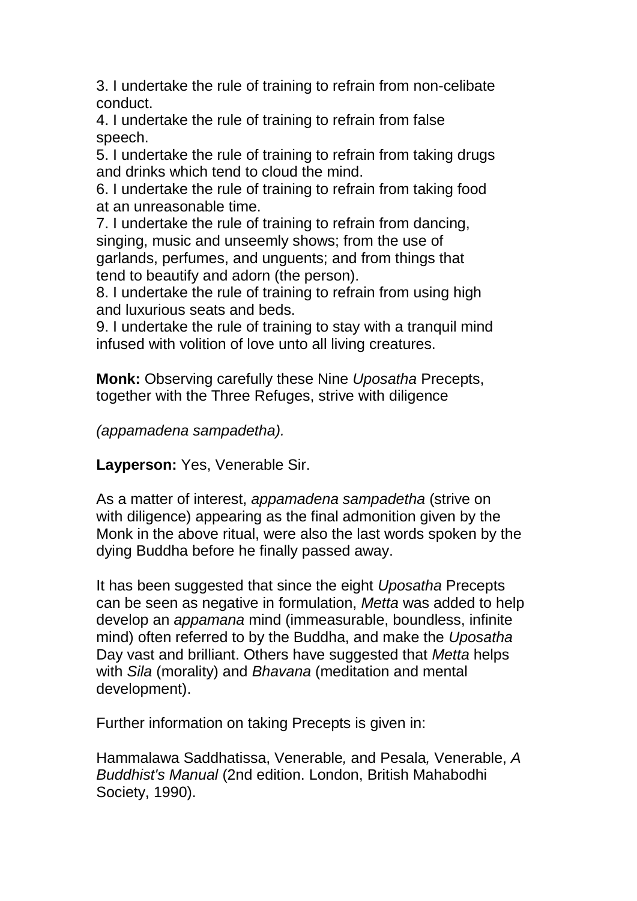3. I undertake the rule of training to refrain from non-celibate conduct.
4. I undertake the rule of training to refrain from false speech.
5. I undertake the rule of training to refrain from taking drugs and drinks which tend to cloud the mind.
6. I undertake the rule of training to refrain from taking food at an unreasonable time.
7. I undertake the rule of training to refrain from dancing, singing, music and unseemly shows; from the use of garlands, perfumes, and unguents; and from things that tend to beautify and adorn (the person).
8. I undertake the rule of training to refrain from using high and luxurious seats and beds.
9. I undertake the rule of training to stay with a tranquil mind infused with volition of love unto all living creatures.

**Monk:** Observing carefully these Nine *Uposatha* Precepts, together with the Three Refuges, strive with diligence

*(appamadena sampadetha).*

**Layperson:** Yes, Venerable Sir.

As a matter of interest, *appamadena sampadetha* (strive on with diligence) appearing as the final admonition given by the Monk in the above ritual, were also the last words spoken by the dying Buddha before he finally passed away.

It has been suggested that since the eight *Uposatha* Precepts can be seen as negative in formulation, *Metta* was added to help develop an *appamana* mind (immeasurable, boundless, infinite mind) often referred to by the Buddha, and make the *Uposatha* Day vast and brilliant. Others have suggested that *Metta* helps with *Sila* (morality) and *Bhavana* (meditation and mental development).

Further information on taking Precepts is given in:

Hammalawa Saddhatissa, Venerable*,* and Pesala*,* Venerable, *A Buddhist's Manual* (2nd edition. London, British Mahabodhi Society, 1990).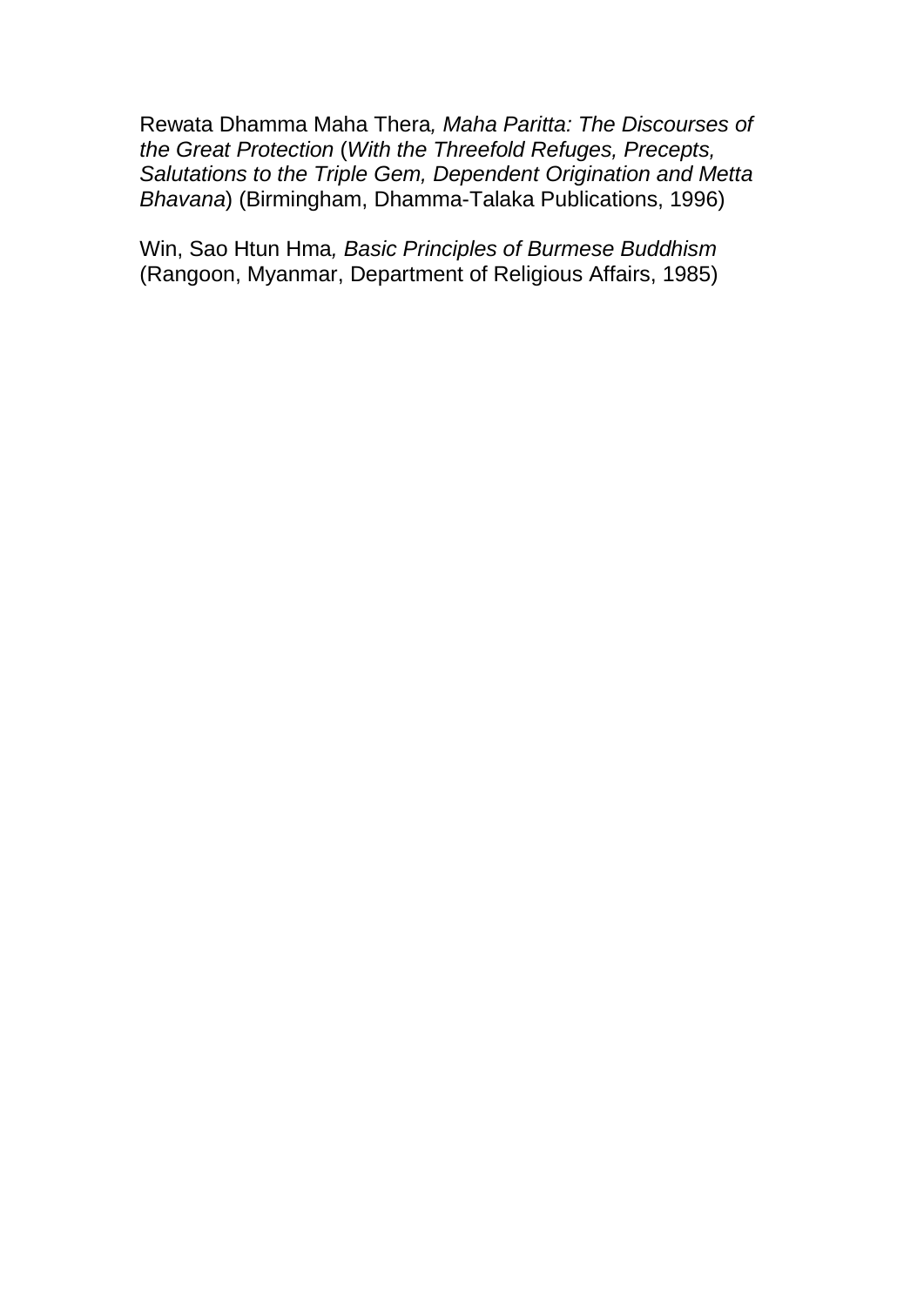Rewata Dhamma Maha Thera*, Maha Paritta: The Discourses of the Great Protection* (*With the Threefold Refuges, Precepts, Salutations to the Triple Gem, Dependent Origination and Metta Bhavana*) (Birmingham, Dhamma-Talaka Publications, 1996)

Win, Sao Htun Hma*, Basic Principles of Burmese Buddhism* (Rangoon, Myanmar, Department of Religious Affairs, 1985)